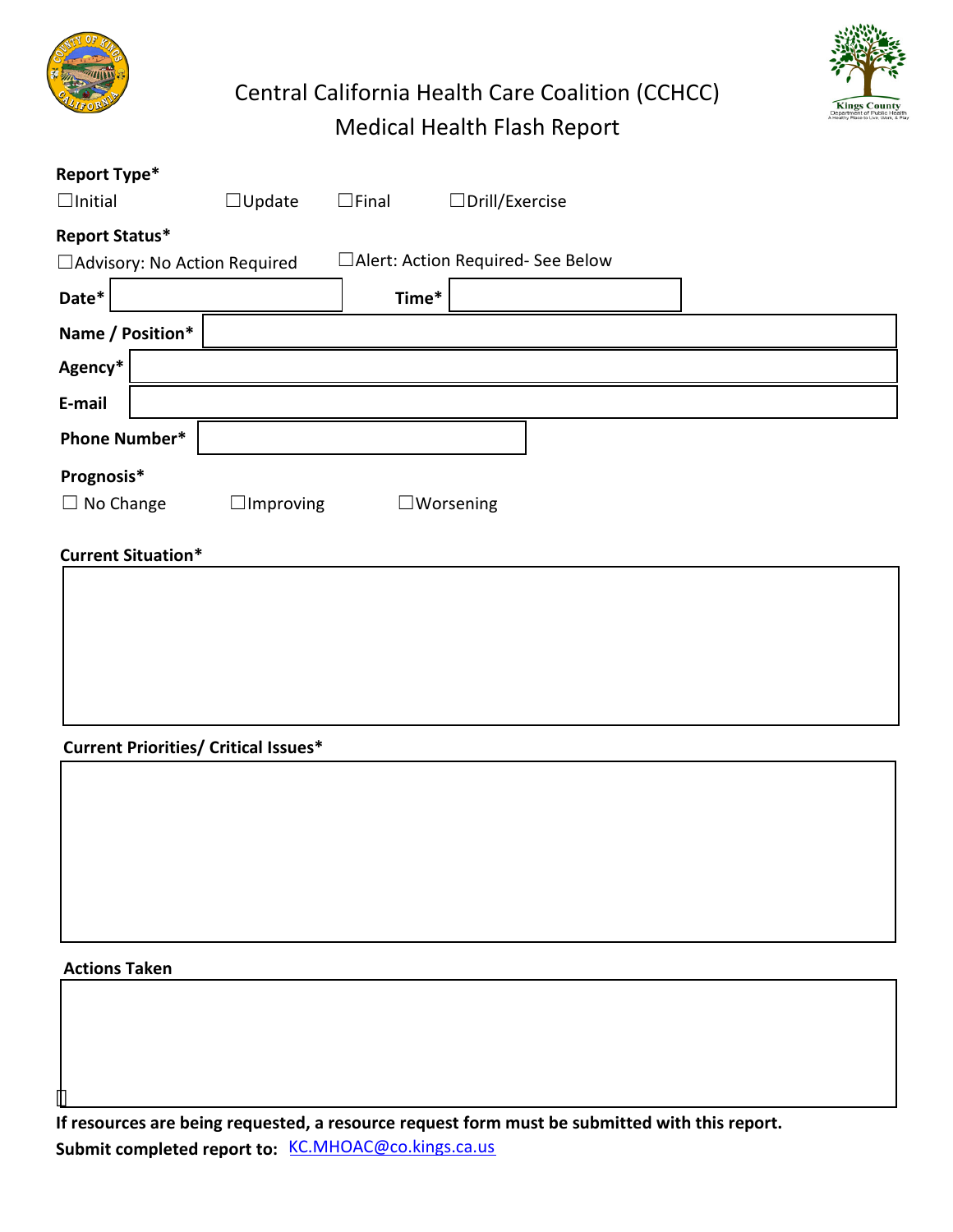# Central California Health Care Coalition (CCHCC)
## Medical Health Flash Report

**Report Type***

☐Initial ☐Update ☐Final ☐Drill/Exercise

**Report Status***

☐Advisory: No Action Required ☐Alert: Action Required- See Below

**Date*** ______________ **Time*** ______________

**Name / Position*** ______________

**Agency*** ______________

**E-mail** ______________

**Phone Number*** ______________

**Prognosis***

☐ No Change ☐Improving ☐Worsening

**Current Situation***

**Current Priorities/ Critical Issues***

**Actions Taken**

**If resources are being requested, a resource request form must be submitted with this report.**

**Submit completed report to:** KC.MHOAC@co.kings.ca.us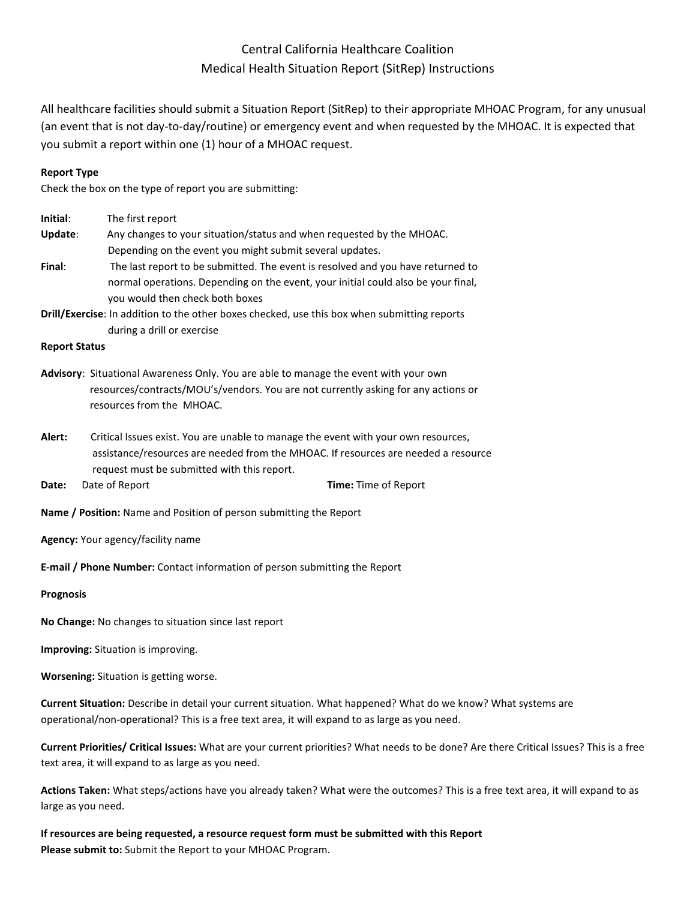# Central California Healthcare Coalition
## Medical Health Situation Report (SitRep) Instructions

All healthcare facilities should submit a Situation Report (SitRep) to their appropriate MHOAC Program, for any unusual (an event that is not day-to-day/routine) or emergency event and when requested by the MHOAC. It is expected that you submit a report within one (1) hour of a MHOAC request.

**Report Type**

Check the box on the type of report you are submitting:

**Initial**: The first report

**Update**: Any changes to your situation/status and when requested by the MHOAC. Depending on the event you might submit several updates.

**Final**: The last report to be submitted. The event is resolved and you have returned to normal operations. Depending on the event, your initial could also be your final, you would then check both boxes

**Drill/Exercise**: In addition to the other boxes checked, use this box when submitting reports during a drill or exercise

**Report Status**

**Advisory**: Situational Awareness Only. You are able to manage the event with your own resources/contracts/MOU's/vendors. You are not currently asking for any actions or resources from the MHOAC.

**Alert:** Critical Issues exist. You are unable to manage the event with your own resources, assistance/resources are needed from the MHOAC. If resources are needed a resource request must be submitted with this report.

**Date:** Date of Report **Time:** Time of Report

**Name / Position:** Name and Position of person submitting the Report

**Agency:** Your agency/facility name

**E-mail / Phone Number:** Contact information of person submitting the Report

**Prognosis**

**No Change:** No changes to situation since last report

**Improving:** Situation is improving.

**Worsening:** Situation is getting worse.

**Current Situation:** Describe in detail your current situation. What happened? What do we know? What systems are operational/non-operational? This is a free text area, it will expand to as large as you need.

**Current Priorities/ Critical Issues:** What are your current priorities? What needs to be done? Are there Critical Issues? This is a free text area, it will expand to as large as you need.

**Actions Taken:** What steps/actions have you already taken? What were the outcomes? This is a free text area, it will expand to as large as you need.

**If resources are being requested, a resource request form must be submitted with this Report**

**Please submit to:** Submit the Report to your MHOAC Program.